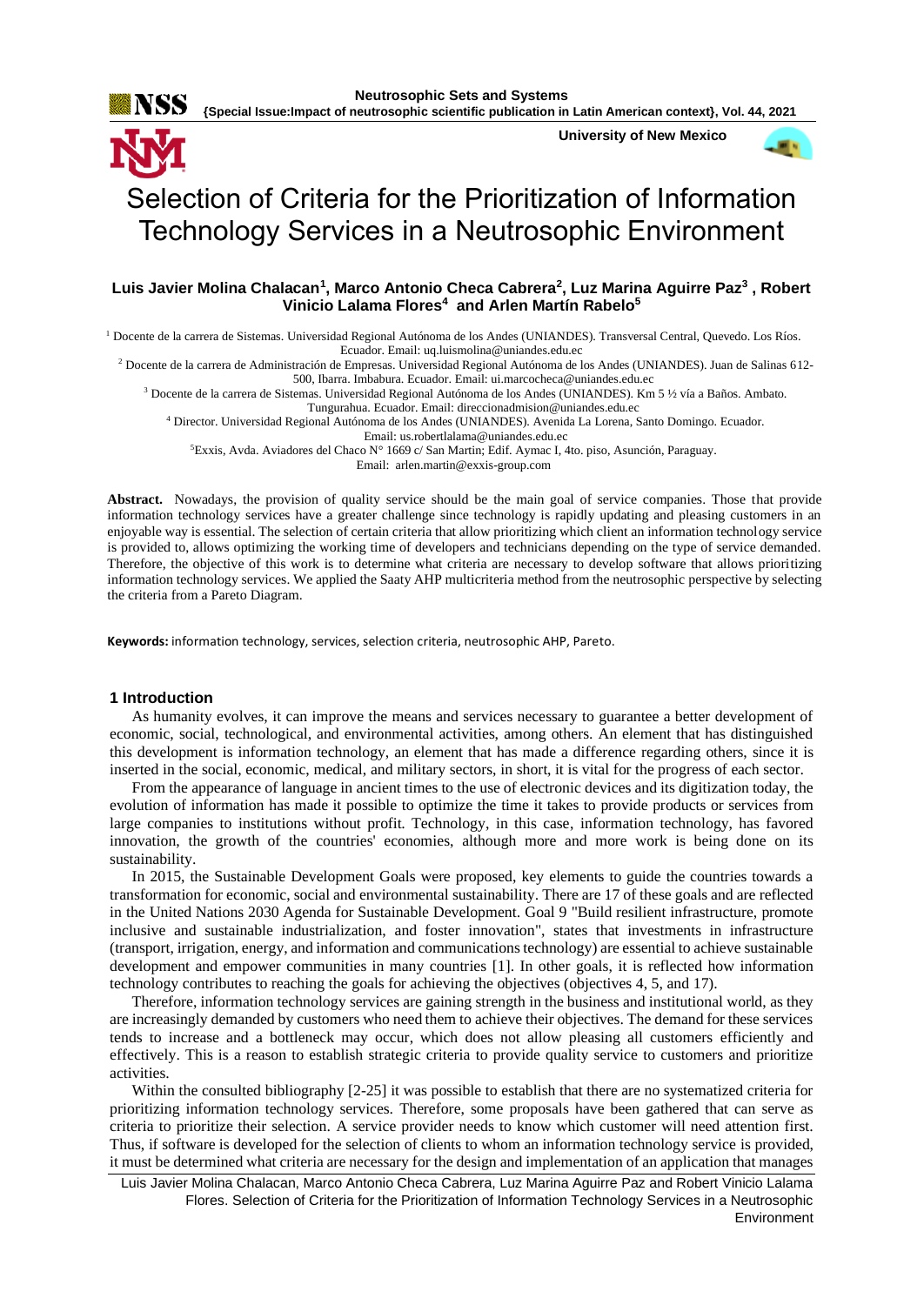# Selection of Criteria for the Prioritization of Information Technology Services in a Neutrosophic Environment

**Luis Javier Molina Chalacan[1], Marco Antonio Checa Cabrera[2], Luz Marina Aguirre Paz[3], Robert Vinicio Lalama Flores[4] and Arlen Martín Rabelo[5]**

[1] Docente de la carrera de Sistemas. Universidad Regional Autónoma de los Andes (UNIANDES). Transversal Central, Quevedo. Los Ríos. Ecuador. Email: uq.luismolina@uniandes.edu.ec

[2] Docente de la carrera de Administración de Empresas. Universidad Regional Autónoma de los Andes (UNIANDES). Juan de Salinas 612-500, Ibarra. Imbabura. Ecuador. Email: ui.marcocheca@uniandes.edu.ec

[3] Docente de la carrera de Sistemas. Universidad Regional Autónoma de los Andes (UNIANDES). Km 5 ½ vía a Baños. Ambato. Tungurahua. Ecuador. Email: direccionadmision@uniandes.edu.ec

[4] Director. Universidad Regional Autónoma de los Andes (UNIANDES). Avenida La Lorena, Santo Domingo. Ecuador. Email: us.robertlalama@uniandes.edu.ec

[5] Exxis, Avda. Aviadores del Chaco N° 1669 c/ San Martin; Edif. Aymac I, 4to. piso, Asunción, Paraguay. Email: arlen.martin@exxis-group.com

**Abstract.** Nowadays, the provision of quality service should be the main goal of service companies. Those that provide information technology services have a greater challenge since technology is rapidly updating and pleasing customers in an enjoyable way is essential. The selection of certain criteria that allow prioritizing which client an information technology service is provided to, allows optimizing the working time of developers and technicians depending on the type of service demanded. Therefore, the objective of this work is to determine what criteria are necessary to develop software that allows prioritizing information technology services. We applied the Saaty AHP multicriteria method from the neutrosophic perspective by selecting the criteria from a Pareto Diagram.

**Keywords:** information technology, services, selection criteria, neutrosophic AHP, Pareto.

## 1 Introduction

As humanity evolves, it can improve the means and services necessary to guarantee a better development of economic, social, technological, and environmental activities, among others. An element that has distinguished this development is information technology, an element that has made a difference regarding others, since it is inserted in the social, economic, medical, and military sectors, in short, it is vital for the progress of each sector.

From the appearance of language in ancient times to the use of electronic devices and its digitization today, the evolution of information has made it possible to optimize the time it takes to provide products or services from large companies to institutions without profit. Technology, in this case, information technology, has favored innovation, the growth of the countries' economies, although more and more work is being done on its sustainability.

In 2015, the Sustainable Development Goals were proposed, key elements to guide the countries towards a transformation for economic, social and environmental sustainability. There are 17 of these goals and are reflected in the United Nations 2030 Agenda for Sustainable Development. Goal 9 "Build resilient infrastructure, promote inclusive and sustainable industrialization, and foster innovation", states that investments in infrastructure (transport, irrigation, energy, and information and communications technology) are essential to achieve sustainable development and empower communities in many countries [1]. In other goals, it is reflected how information technology contributes to reaching the goals for achieving the objectives (objectives 4, 5, and 17).

Therefore, information technology services are gaining strength in the business and institutional world, as they are increasingly demanded by customers who need them to achieve their objectives. The demand for these services tends to increase and a bottleneck may occur, which does not allow pleasing all customers efficiently and effectively. This is a reason to establish strategic criteria to provide quality service to customers and prioritize activities.

Within the consulted bibliography [2-25] it was possible to establish that there are no systematized criteria for prioritizing information technology services. Therefore, some proposals have been gathered that can serve as criteria to prioritize their selection. A service provider needs to know which customer will need attention first. Thus, if software is developed for the selection of clients to whom an information technology service is provided, it must be determined what criteria are necessary for the design and implementation of an application that manages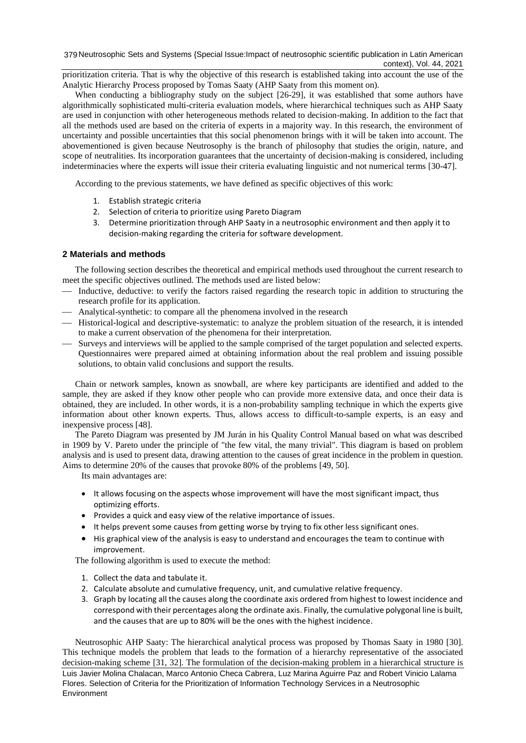prioritization criteria. That is why the objective of this research is established taking into account the use of the Analytic Hierarchy Process proposed by Tomas Saaty (AHP Saaty from this moment on).

When conducting a bibliography study on the subject [26-29], it was established that some authors have algorithmically sophisticated multi-criteria evaluation models, where hierarchical techniques such as AHP Saaty are used in conjunction with other heterogeneous methods related to decision-making. In addition to the fact that all the methods used are based on the criteria of experts in a majority way. In this research, the environment of uncertainty and possible uncertainties that this social phenomenon brings with it will be taken into account. The abovementioned is given because Neutrosophy is the branch of philosophy that studies the origin, nature, and scope of neutralities. Its incorporation guarantees that the uncertainty of decision-making is considered, including indeterminacies where the experts will issue their criteria evaluating linguistic and not numerical terms [30-47].

According to the previous statements, we have defined as specific objectives of this work:

1. Establish strategic criteria
2. Selection of criteria to prioritize using Pareto Diagram
3. Determine prioritization through AHP Saaty in a neutrosophic environment and then apply it to decision-making regarding the criteria for software development.

## 2 Materials and methods

The following section describes the theoretical and empirical methods used throughout the current research to meet the specific objectives outlined. The methods used are listed below:

- Inductive, deductive: to verify the factors raised regarding the research topic in addition to structuring the research profile for its application.
- Analytical-synthetic: to compare all the phenomena involved in the research
- Historical-logical and descriptive-systematic: to analyze the problem situation of the research, it is intended to make a current observation of the phenomena for their interpretation.
- Surveys and interviews will be applied to the sample comprised of the target population and selected experts. Questionnaires were prepared aimed at obtaining information about the real problem and issuing possible solutions, to obtain valid conclusions and support the results.

Chain or network samples, known as snowball, are where key participants are identified and added to the sample, they are asked if they know other people who can provide more extensive data, and once their data is obtained, they are included. In other words, it is a non-probability sampling technique in which the experts give information about other known experts. Thus, allows access to difficult-to-sample experts, is an easy and inexpensive process [48].

The Pareto Diagram was presented by JM Jurán in his Quality Control Manual based on what was described in 1909 by V. Pareto under the principle of "the few vital, the many trivial". This diagram is based on problem analysis and is used to present data, drawing attention to the causes of great incidence in the problem in question. Aims to determine 20% of the causes that provoke 80% of the problems [49, 50].

Its main advantages are:

- It allows focusing on the aspects whose improvement will have the most significant impact, thus optimizing efforts.
- Provides a quick and easy view of the relative importance of issues.
- It helps prevent some causes from getting worse by trying to fix other less significant ones.
- His graphical view of the analysis is easy to understand and encourages the team to continue with improvement.

The following algorithm is used to execute the method:

1. Collect the data and tabulate it.
2. Calculate absolute and cumulative frequency, unit, and cumulative relative frequency.
3. Graph by locating all the causes along the coordinate axis ordered from highest to lowest incidence and correspond with their percentages along the ordinate axis. Finally, the cumulative polygonal line is built, and the causes that are up to 80% will be the ones with the highest incidence.

Neutrosophic AHP Saaty: The hierarchical analytical process was proposed by Thomas Saaty in 1980 [30]. This technique models the problem that leads to the formation of a hierarchy representative of the associated decision-making scheme [31, 32]. The formulation of the decision-making problem in a hierarchical structure is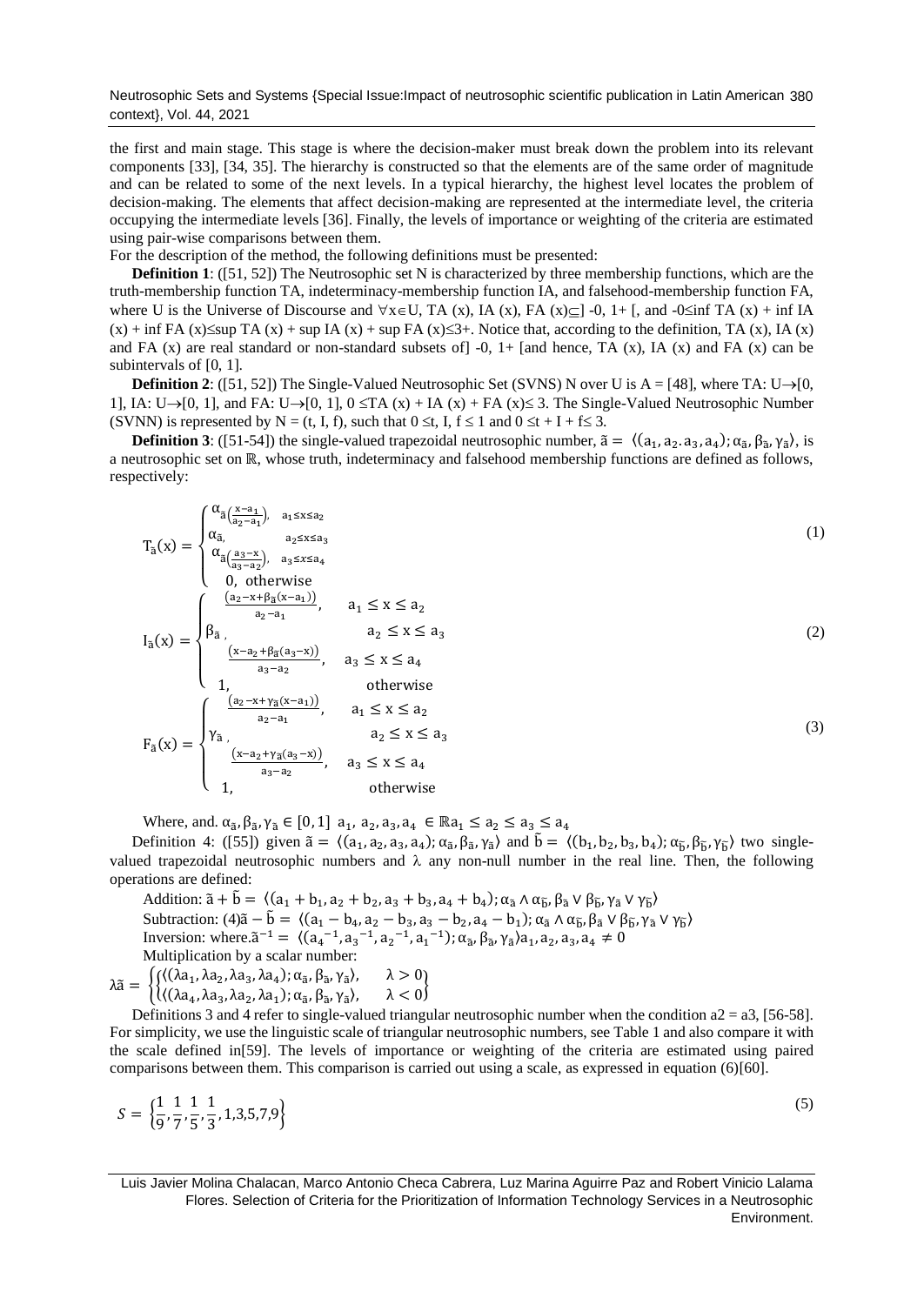the first and main stage. This stage is where the decision-maker must break down the problem into its relevant components [33], [34, 35]. The hierarchy is constructed so that the elements are of the same order of magnitude and can be related to some of the next levels. In a typical hierarchy, the highest level locates the problem of decision-making. The elements that affect decision-making are represented at the intermediate level, the criteria occupying the intermediate levels [36]. Finally, the levels of importance or weighting of the criteria are estimated using pair-wise comparisons between them.

For the description of the method, the following definitions must be presented:

**Definition 1**: ([51, 52]) The Neutrosophic set N is characterized by three membership functions, which are the truth-membership function TA, indeterminacy-membership function IA, and falsehood-membership function FA, where U is the Universe of Discourse and $\forall x \in U$, TA (x), IA (x), FA (x)$\subseteq$] -0, 1+ [, and -0≤inf TA (x) + inf IA (x) + inf FA (x)≤sup TA (x) + sup IA (x) + sup FA (x)≤3+. Notice that, according to the definition, TA (x), IA (x) and FA (x) are real standard or non-standard subsets of] -0, 1+ [and hence, TA (x), IA (x) and FA (x) can be subintervals of [0, 1].

**Definition 2**: ([51, 52]) The Single-Valued Neutrosophic Set (SVNS) N over U is A = [48], where TA: U→[0, 1], IA: U→[0, 1], and FA: U→[0, 1], 0 ≤TA (x) + IA (x) + FA (x)≤ 3. The Single-Valued Neutrosophic Number (SVNN) is represented by N = (t, I, f), such that 0 ≤t, I, f ≤ 1 and 0 ≤t + I + f≤ 3.

**Definition 3**: ([51-54]) the single-valued trapezoidal neutrosophic number, $\tilde{a} = \langle (a_1, a_2.a_3, a_4); \alpha_{\tilde{a}}, \beta_{\tilde{a}}, \gamma_{\tilde{a}} \rangle$, is a neutrosophic set on $\mathbb{R}$, whose truth, indeterminacy and falsehood membership functions are defined as follows, respectively:

$$T_{\tilde{a}}(x) = \begin{cases} \alpha_{\tilde{a}}\left(\frac{x-a_1}{a_2-a_1}\right), & a_1 \le x \le a_2 \\ \alpha_{\tilde{a}}, & a_2 \le x \le a_3 \\ \alpha_{\tilde{a}}\left(\frac{a_3-x}{a_3-a_2}\right), & a_3 \le x \le a_4 \\ 0, & \text{otherwise} \end{cases} \tag{1}$$

$$I_{\tilde{a}}(x) = \begin{cases} \frac{(a_2-x+\beta_{\tilde{a}}(x-a_1))}{a_2-a_1}, & a_1 \le x \le a_2 \\ \beta_{\tilde{a}}, & a_2 \le x \le a_3 \\ \frac{(x-a_2+\beta_{\tilde{a}}(a_3-x))}{a_3-a_2}, & a_3 \le x \le a_4 \\ 1, & \text{otherwise} \end{cases} \tag{2}$$

$$F_{\tilde{a}}(x) = \begin{cases} \frac{(a_2-x+\gamma_{\tilde{a}}(x-a_1))}{a_2-a_1}, & a_1 \le x \le a_2 \\ \gamma_{\tilde{a}}, & a_2 \le x \le a_3 \\ \frac{(x-a_2+\gamma_{\tilde{a}}(a_3-x))}{a_3-a_2}, & a_3 \le x \le a_4 \\ 1, & \text{otherwise} \end{cases} \tag{3}$$

Where, and. $\alpha_{\tilde{a}}, \beta_{\tilde{a}}, \gamma_{\tilde{a}} \in [0, 1]$ $a_1, a_2, a_3, a_4 \in \mathbb{R} a_1 \le a_2 \le a_3 \le a_4$

Definition 4: ([55]) given $\tilde{a} = \langle (a_1, a_2, a_3, a_4); \alpha_{\tilde{a}}, \beta_{\tilde{a}}, \gamma_{\tilde{a}} \rangle$ and $\tilde{b} = \langle (b_1, b_2, b_3, b_4); \alpha_{\tilde{b}}, \beta_{\tilde{b}}, \gamma_{\tilde{b}} \rangle$ two single-valued trapezoidal neutrosophic numbers and λ any non-null number in the real line. Then, the following operations are defined:

Addition: $\tilde{a} + \tilde{b} = \langle (a_1 + b_1, a_2 + b_2, a_3 + b_3, a_4 + b_4); \alpha_{\tilde{a}} \wedge \alpha_{\tilde{b}}, \beta_{\tilde{a}} \vee \beta_{\tilde{b}}, \gamma_{\tilde{a}} \vee \gamma_{\tilde{b}} \rangle$

Subtraction: (4)$\tilde{a} - \tilde{b} = \langle (a_1 - b_4, a_2 - b_3, a_3 - b_2, a_4 - b_1); \alpha_{\tilde{a}} \wedge \alpha_{\tilde{b}}, \beta_{\tilde{a}} \vee \beta_{\tilde{b}}, \gamma_{\tilde{a}} \vee \gamma_{\tilde{b}} \rangle$

Inversion: where.$\tilde{a}^{-1} = \langle (a_4{}^{-1}, a_3{}^{-1}, a_2{}^{-1}, a_1{}^{-1}); \alpha_{\tilde{a}}, \beta_{\tilde{a}}, \gamma_{\tilde{a}} \rangle a_1, a_2, a_3, a_4 \neq 0$

Multiplication by a scalar number:

$$\lambda\tilde{a} = \begin{cases} \langle (\lambda a_1, \lambda a_2, \lambda a_3, \lambda a_4); \alpha_{\tilde{a}}, \beta_{\tilde{a}}, \gamma_{\tilde{a}} \rangle, & \lambda > 0 \\ \langle (\lambda a_4, \lambda a_3, \lambda a_2, \lambda a_1); \alpha_{\tilde{a}}, \beta_{\tilde{a}}, \gamma_{\tilde{a}} \rangle, & \lambda < 0 \end{cases}$$

Definitions 3 and 4 refer to single-valued triangular neutrosophic number when the condition a2 = a3, [56-58]. For simplicity, we use the linguistic scale of triangular neutrosophic numbers, see Table 1 and also compare it with the scale defined in[59]. The levels of importance or weighting of the criteria are estimated using paired comparisons between them. This comparison is carried out using a scale, as expressed in equation (6)[60].

$$S = \left\{\frac{1}{9}, \frac{1}{7}, \frac{1}{5}, \frac{1}{3}, 1,3,5,7,9\right\} \tag{5}$$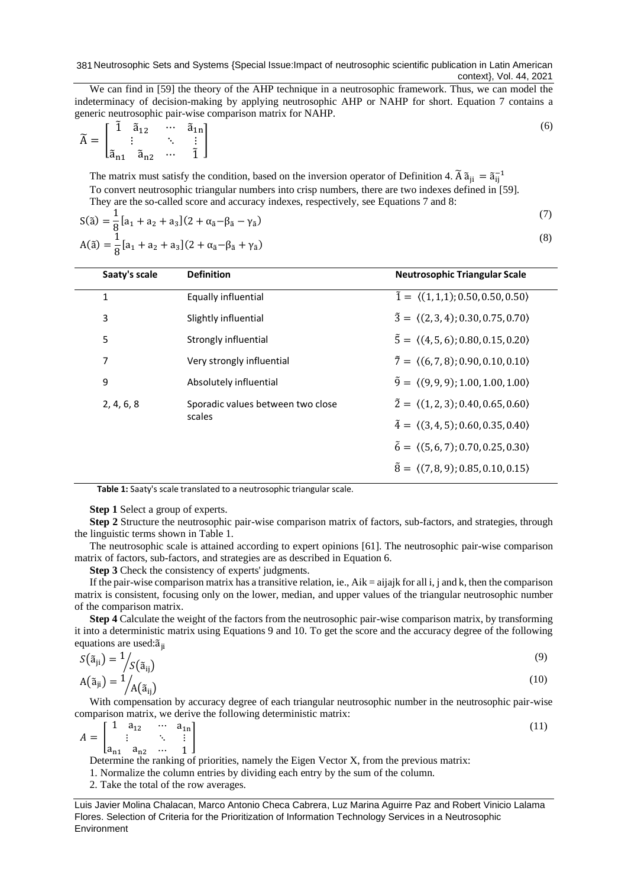We can find in [59] the theory of the AHP technique in a neutrosophic framework. Thus, we can model the indeterminacy of decision-making by applying neutrosophic AHP or NAHP for short. Equation 7 contains a generic neutrosophic pair-wise comparison matrix for NAHP.

$$\widetilde{A} = \begin{bmatrix} \tilde{1} & \tilde{a}_{12} & \cdots & \tilde{a}_{1n} \\ \vdots & & \ddots & \vdots \\ \tilde{a}_{n1} & \tilde{a}_{n2} & \cdots & \tilde{1} \end{bmatrix} \tag{6}$$

The matrix must satisfy the condition, based on the inversion operator of Definition 4. $\widetilde{A}\, \tilde{a}_{ji} = \tilde{a}_{ij}^{-1}$

To convert neutrosophic triangular numbers into crisp numbers, there are two indexes defined in [59]. They are the so-called score and accuracy indexes, respectively, see Equations 7 and 8:

$$S(\tilde{a}) = \frac{1}{8}[a_1 + a_2 + a_3](2 + \alpha_{\tilde{a}} - \beta_{\tilde{a}} - \gamma_{\tilde{a}}) \tag{7}$$

$$A(\tilde{a}) = \frac{1}{8}[a_1 + a_2 + a_3](2 + \alpha_{\tilde{a}} - \beta_{\tilde{a}} + \gamma_{\tilde{a}}) \tag{8}$$

| Saaty's scale | Definition | Neutrosophic Triangular Scale |
|---|---|---|
| 1 | Equally influential | $\tilde{1} = \langle(1,1,1); 0.50, 0.50, 0.50\rangle$ |
| 3 | Slightly influential | $\tilde{3} = \langle(2,3,4); 0.30, 0.75, 0.70\rangle$ |
| 5 | Strongly influential | $\tilde{5} = \langle(4,5,6); 0.80, 0.15, 0.20\rangle$ |
| 7 | Very strongly influential | $\tilde{7} = \langle(6,7,8); 0.90, 0.10, 0.10\rangle$ |
| 9 | Absolutely influential | $\tilde{9} = \langle(9,9,9); 1.00, 1.00, 1.00\rangle$ |
| 2, 4, 6, 8 | Sporadic values between two close scales | $\tilde{2} = \langle(1,2,3); 0.40, 0.65, 0.60\rangle$ |
| | | $\tilde{4} = \langle(3,4,5); 0.60, 0.35, 0.40\rangle$ |
| | | $\tilde{6} = \langle(5,6,7); 0.70, 0.25, 0.30\rangle$ |
| | | $\tilde{8} = \langle(7,8,9); 0.85, 0.10, 0.15\rangle$ |

**Table 1:** Saaty's scale translated to a neutrosophic triangular scale.

**Step 1** Select a group of experts.

**Step 2** Structure the neutrosophic pair-wise comparison matrix of factors, sub-factors, and strategies, through the linguistic terms shown in Table 1.

The neutrosophic scale is attained according to expert opinions [61]. The neutrosophic pair-wise comparison matrix of factors, sub-factors, and strategies are as described in Equation 6.

**Step 3** Check the consistency of experts' judgments.

If the pair-wise comparison matrix has a transitive relation, ie., Aik = aijajk for all i, j and k, then the comparison matrix is consistent, focusing only on the lower, median, and upper values of the triangular neutrosophic number of the comparison matrix.

**Step 4** Calculate the weight of the factors from the neutrosophic pair-wise comparison matrix, by transforming it into a deterministic matrix using Equations 9 and 10. To get the score and the accuracy degree of the following equations are used: $\tilde{a}_{ji}$

$$S(\tilde{a}_{ji}) = {}^{1}\!/_{S(\tilde{a}_{ij})} \tag{9}$$

$$A(\tilde{a}_{ji}) = {}^{1}\!/_{A(\tilde{a}_{ij})} \tag{10}$$

With compensation by accuracy degree of each triangular neutrosophic number in the neutrosophic pair-wise comparison matrix, we derive the following deterministic matrix:

$$A = \begin{bmatrix} 1 & a_{12} & \cdots & a_{1n} \\ \vdots & & \ddots & \vdots \\ a_{n1} & a_{n2} & \cdots & 1 \end{bmatrix} \tag{11}$$

Determine the ranking of priorities, namely the Eigen Vector X, from the previous matrix:

1. Normalize the column entries by dividing each entry by the sum of the column.
2. Take the total of the row averages.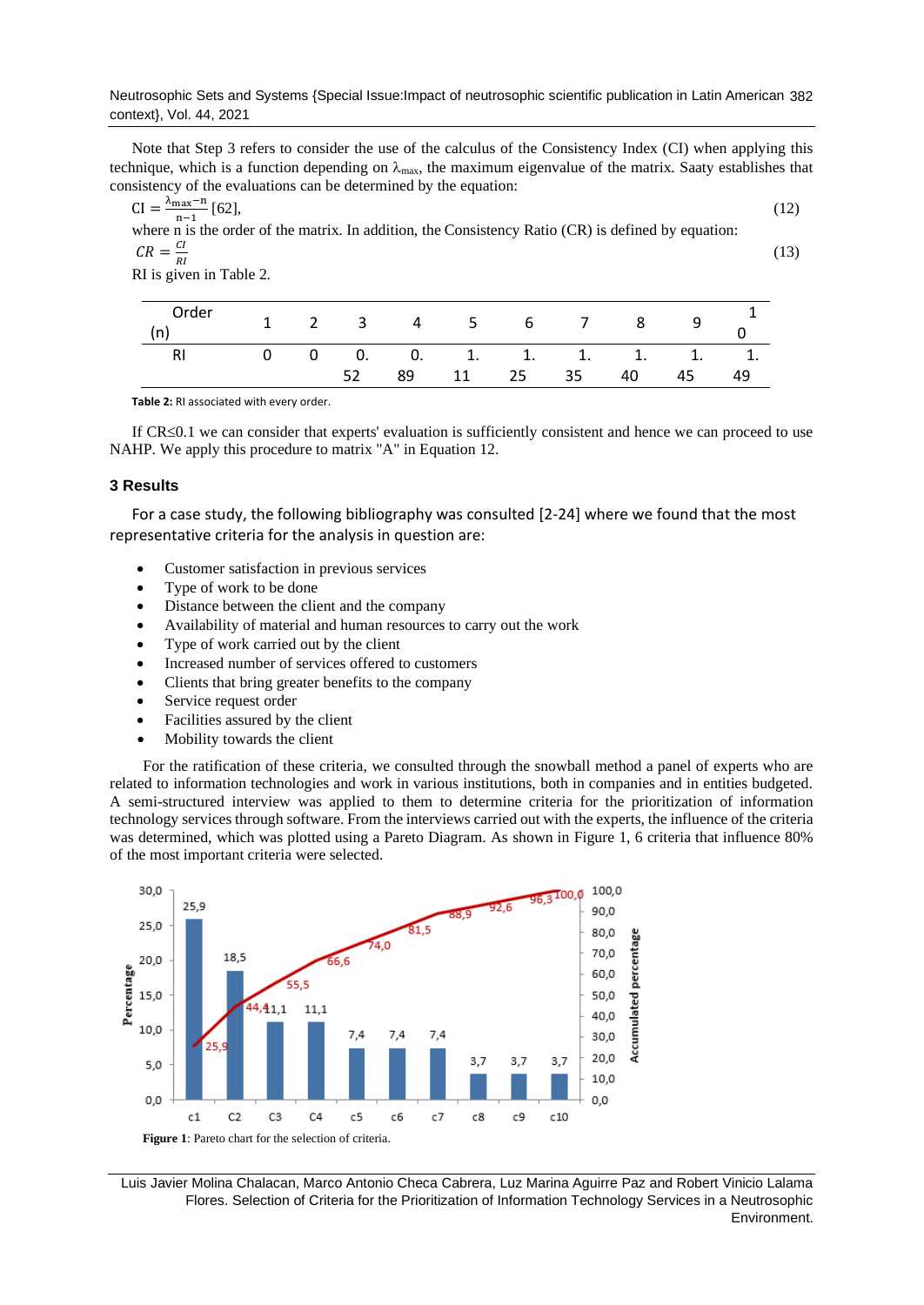Note that Step 3 refers to consider the use of the calculus of the Consistency Index (CI) when applying this technique, which is a function depending on $\lambda_{max}$, the maximum eigenvalue of the matrix. Saaty establishes that consistency of the evaluations can be determined by the equation:

$$CI = \frac{\lambda_{max} - n}{n - 1} \text{ [62]}, \tag{12}$$

where n is the order of the matrix. In addition, the Consistency Ratio (CR) is defined by equation:

$$CR = \frac{CI}{RI} \tag{13}$$

RI is given in Table 2.

| Order (n) | 1 | 2 | 3 | 4 | 5 | 6 | 7 | 8 | 9 | 10 |
|---|---|---|---|---|---|---|---|---|---|---|
| RI | 0 | 0 | 0.52 | 0.89 | 1.11 | 1.25 | 1.35 | 1.40 | 1.45 | 1.49 |

**Table 2:** RI associated with every order.

If CR≤0.1 we can consider that experts' evaluation is sufficiently consistent and hence we can proceed to use NAHP. We apply this procedure to matrix "A" in Equation 12.

### 3 Results

For a case study, the following bibliography was consulted [2-24] where we found that the most representative criteria for the analysis in question are:

- Customer satisfaction in previous services
- Type of work to be done
- Distance between the client and the company
- Availability of material and human resources to carry out the work
- Type of work carried out by the client
- Increased number of services offered to customers
- Clients that bring greater benefits to the company
- Service request order
- Facilities assured by the client
- Mobility towards the client

For the ratification of these criteria, we consulted through the snowball method a panel of experts who are related to information technologies and work in various institutions, both in companies and in entities budgeted. A semi-structured interview was applied to them to determine criteria for the prioritization of information technology services through software. From the interviews carried out with the experts, the influence of the criteria was determined, which was plotted using a Pareto Diagram. As shown in Figure 1, 6 criteria that influence 80% of the most important criteria were selected.

**Figure 1**: Pareto chart for the selection of criteria.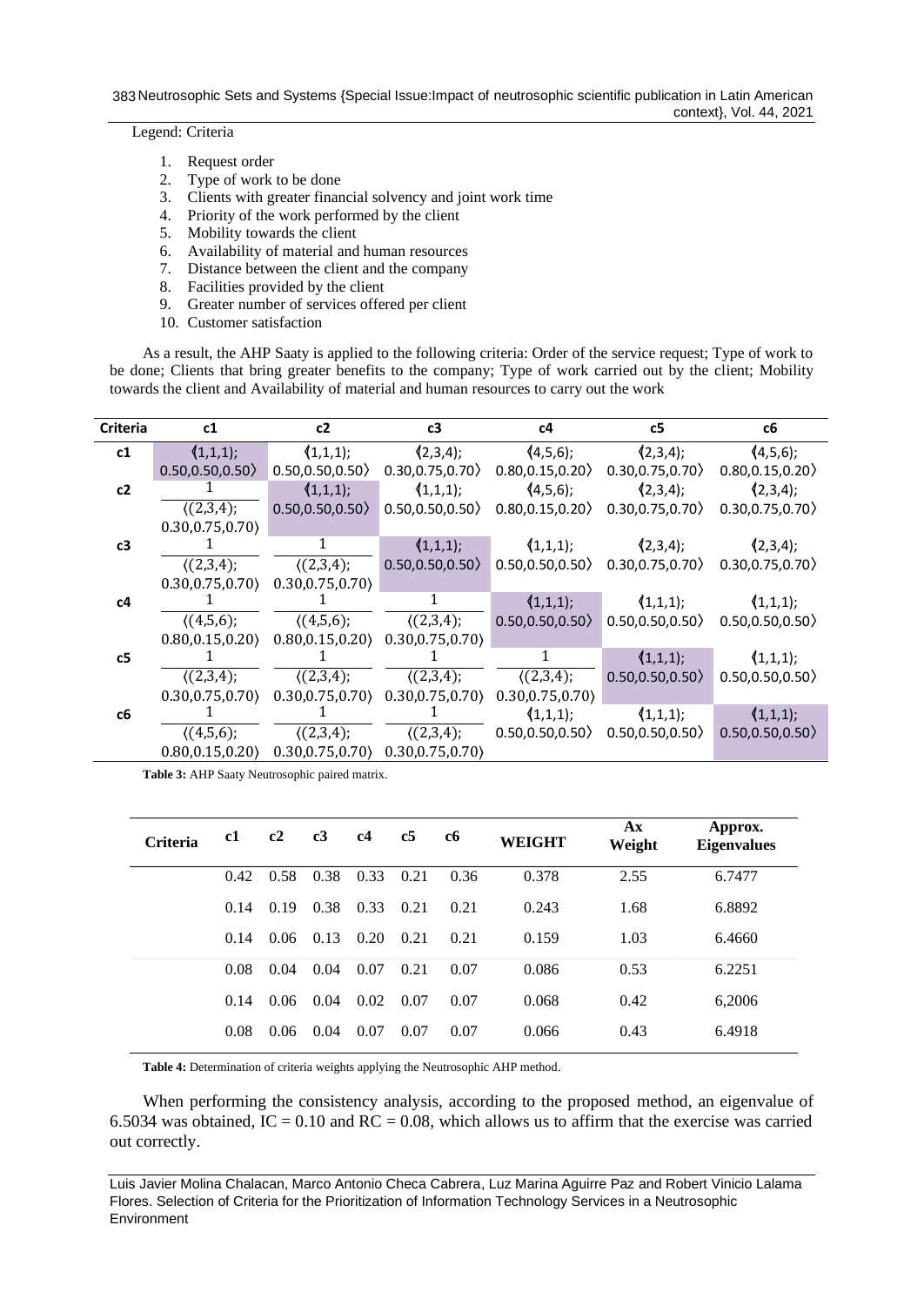Legend: Criteria

1. Request order
2. Type of work to be done
3. Clients with greater financial solvency and joint work time
4. Priority of the work performed by the client
5. Mobility towards the client
6. Availability of material and human resources
7. Distance between the client and the company
8. Facilities provided by the client
9. Greater number of services offered per client
10. Customer satisfaction

As a result, the AHP Saaty is applied to the following criteria: Order of the service request; Type of work to be done; Clients that bring greater benefits to the company; Type of work carried out by the client; Mobility towards the client and Availability of material and human resources to carry out the work

| Criteria | c1 | c2 | c3 | c4 | c5 | c6 |
|---|---|---|---|---|---|---|
| c1 | ⟨(1,1,1); 0.50,0.50,0.50⟩ | ⟨(1,1,1); 0.50,0.50,0.50⟩ | ⟨(2,3,4); 0.30,0.75,0.70⟩ | ⟨(4,5,6); 0.80,0.15,0.20⟩ | ⟨(2,3,4); 0.30,0.75,0.70⟩ | ⟨(4,5,6); 0.80,0.15,0.20⟩ |
| c2 | $\frac{1}{\langle(2,3,4);\ 0.30,0.75,0.70\rangle}$ | ⟨(1,1,1); 0.50,0.50,0.50⟩ | ⟨(1,1,1); 0.50,0.50,0.50⟩ | ⟨(4,5,6); 0.80,0.15,0.20⟩ | ⟨(2,3,4); 0.30,0.75,0.70⟩ | ⟨(2,3,4); 0.30,0.75,0.70⟩ |
| c3 | $\frac{1}{\langle(2,3,4);\ 0.30,0.75,0.70\rangle}$ | $\frac{1}{\langle(2,3,4);\ 0.30,0.75,0.70\rangle}$ | ⟨(1,1,1); 0.50,0.50,0.50⟩ | ⟨(1,1,1); 0.50,0.50,0.50⟩ | ⟨(2,3,4); 0.30,0.75,0.70⟩ | ⟨(2,3,4); 0.30,0.75,0.70⟩ |
| c4 | $\frac{1}{\langle(4,5,6);\ 0.80,0.15,0.20\rangle}$ | $\frac{1}{\langle(4,5,6);\ 0.80,0.15,0.20\rangle}$ | $\frac{1}{\langle(2,3,4);\ 0.30,0.75,0.70\rangle}$ | ⟨(1,1,1); 0.50,0.50,0.50⟩ | ⟨(1,1,1); 0.50,0.50,0.50⟩ | ⟨(1,1,1); 0.50,0.50,0.50⟩ |
| c5 | $\frac{1}{\langle(2,3,4);\ 0.30,0.75,0.70\rangle}$ | $\frac{1}{\langle(2,3,4);\ 0.30,0.75,0.70\rangle}$ | $\frac{1}{\langle(2,3,4);\ 0.30,0.75,0.70\rangle}$ | $\frac{1}{\langle(2,3,4);\ 0.30,0.75,0.70\rangle}$ | ⟨(1,1,1); 0.50,0.50,0.50⟩ | ⟨(1,1,1); 0.50,0.50,0.50⟩ |
| c6 | $\frac{1}{\langle(4,5,6);\ 0.80,0.15,0.20\rangle}$ | $\frac{1}{\langle(2,3,4);\ 0.30,0.75,0.70\rangle}$ | $\frac{1}{\langle(2,3,4);\ 0.30,0.75,0.70\rangle}$ | ⟨(1,1,1); 0.50,0.50,0.50⟩ | ⟨(1,1,1); 0.50,0.50,0.50⟩ | ⟨(1,1,1); 0.50,0.50,0.50⟩ |

**Table 3:** AHP Saaty Neutrosophic paired matrix.

| Criteria | c1 | c2 | c3 | c4 | c5 | c6 | WEIGHT | Ax Weight | Approx. Eigenvalues |
|---|---|---|---|---|---|---|---|---|---|
| | 0.42 | 0.58 | 0.38 | 0.33 | 0.21 | 0.36 | 0.378 | 2.55 | 6.7477 |
| | 0.14 | 0.19 | 0.38 | 0.33 | 0.21 | 0.21 | 0.243 | 1.68 | 6.8892 |
| | 0.14 | 0.06 | 0.13 | 0.20 | 0.21 | 0.21 | 0.159 | 1.03 | 6.4660 |
| | 0.08 | 0.04 | 0.04 | 0.07 | 0.21 | 0.07 | 0.086 | 0.53 | 6.2251 |
| | 0.14 | 0.06 | 0.04 | 0.02 | 0.07 | 0.07 | 0.068 | 0.42 | 6,2006 |
| | 0.08 | 0.06 | 0.04 | 0.07 | 0.07 | 0.07 | 0.066 | 0.43 | 6.4918 |

**Table 4:** Determination of criteria weights applying the Neutrosophic AHP method.

When performing the consistency analysis, according to the proposed method, an eigenvalue of 6.5034 was obtained, IC = 0.10 and RC = 0.08, which allows us to affirm that the exercise was carried out correctly.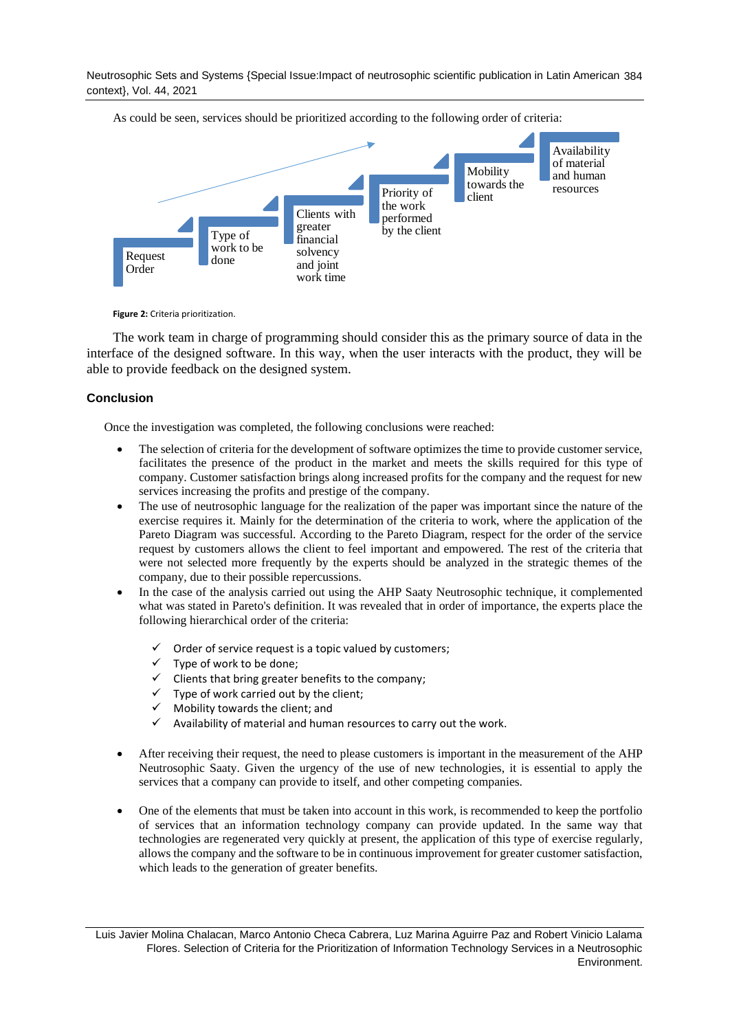As could be seen, services should be prioritized according to the following order of criteria:

Request Order

Type of work to be done

Clients with greater financial solvency and joint work time

Priority of the work performed by the client

Mobility towards the client

Availability of material and human resources

**Figure 2:** Criteria prioritization.

The work team in charge of programming should consider this as the primary source of data in the interface of the designed software. In this way, when the user interacts with the product, they will be able to provide feedback on the designed system.

## Conclusion

Once the investigation was completed, the following conclusions were reached:

- The selection of criteria for the development of software optimizes the time to provide customer service, facilitates the presence of the product in the market and meets the skills required for this type of company. Customer satisfaction brings along increased profits for the company and the request for new services increasing the profits and prestige of the company.
- The use of neutrosophic language for the realization of the paper was important since the nature of the exercise requires it. Mainly for the determination of the criteria to work, where the application of the Pareto Diagram was successful. According to the Pareto Diagram, respect for the order of the service request by customers allows the client to feel important and empowered. The rest of the criteria that were not selected more frequently by the experts should be analyzed in the strategic themes of the company, due to their possible repercussions.
- In the case of the analysis carried out using the AHP Saaty Neutrosophic technique, it complemented what was stated in Pareto's definition. It was revealed that in order of importance, the experts place the following hierarchical order of the criteria:

  - ✓ Order of service request is a topic valued by customers;
  - ✓ Type of work to be done;
  - ✓ Clients that bring greater benefits to the company;
  - ✓ Type of work carried out by the client;
  - ✓ Mobility towards the client; and
  - ✓ Availability of material and human resources to carry out the work.

- After receiving their request, the need to please customers is important in the measurement of the AHP Neutrosophic Saaty. Given the urgency of the use of new technologies, it is essential to apply the services that a company can provide to itself, and other competing companies.

- One of the elements that must be taken into account in this work, is recommended to keep the portfolio of services that an information technology company can provide updated. In the same way that technologies are regenerated very quickly at present, the application of this type of exercise regularly, allows the company and the software to be in continuous improvement for greater customer satisfaction, which leads to the generation of greater benefits.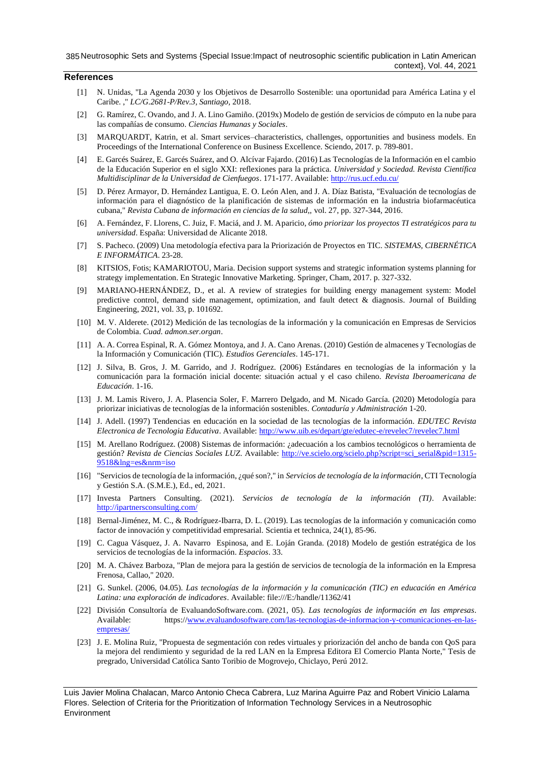## References

[1] N. Unidas, "La Agenda 2030 y los Objetivos de Desarrollo Sostenible: una oportunidad para América Latina y el Caribe. ," *LC/G.2681-P/Rev.3, Santiago,* 2018.

[2] G. Ramírez, C. Ovando, and J. A. Lino Gamiño. (2019x) Modelo de gestión de servicios de cómputo en la nube para las compañías de consumo. *Ciencias Humanas y Sociales*.

[3] MARQUARDT, Katrin, et al. Smart services–characteristics, challenges, opportunities and business models. En Proceedings of the International Conference on Business Excellence. Sciendo, 2017. p. 789-801.

[4] E. Garcés Suárez, E. Garcés Suárez, and O. Alcívar Fajardo. (2016) Las Tecnologías de la Información en el cambio de la Educación Superior en el siglo XXI: reflexiones para la práctica. *Universidad y Sociedad. Revista Científica Multidisciplinar de la Universidad de Cienfuegos*. 171-177. Available: http://rus.ucf.edu.cu/

[5] D. Pérez Armayor, D. Hernández Lantigua, E. O. León Alen, and J. A. Díaz Batista, "Evaluación de tecnologías de información para el diagnóstico de la planificación de sistemas de información en la industria biofarmacéutica cubana," *Revista Cubana de información en ciencias de la salud,*, vol. 27, pp. 327-344, 2016.

[6] A. Fernández, F. Llorens, C. Juiz, F. Maciá, and J. M. Aparicio, *ómo priorizar los proyectos TI estratégicos para tu universidad*. España: Universidad de Alicante 2018.

[7] S. Pacheco. (2009) Una metodología efectiva para la Priorización de Proyectos en TIC. *SISTEMAS, CIBERNÉTICA E INFORMÁTICA*. 23-28.

[8] KITSIOS, Fotis; KAMARIOTOU, Maria. Decision support systems and strategic information systems planning for strategy implementation. En Strategic Innovative Marketing. Springer, Cham, 2017. p. 327-332.

[9] MARIANO-HERNÁNDEZ, D., et al. A review of strategies for building energy management system: Model predictive control, demand side management, optimization, and fault detect & diagnosis. Journal of Building Engineering, 2021, vol. 33, p. 101692.

[10] M. V. Alderete. (2012) Medición de las tecnologías de la información y la comunicación en Empresas de Servicios de Colombia. *Cuad. admon.ser.organ*.

[11] A. A. Correa Espinal, R. A. Gómez Montoya, and J. A. Cano Arenas. (2010) Gestión de almacenes y Tecnologías de la Información y Comunicación (TIC). *Estudios Gerenciales*. 145-171.

[12] J. Silva, B. Gros, J. M. Garrido, and J. Rodríguez. (2006) Estándares en tecnologías de la información y la comunicación para la formación inicial docente: situación actual y el caso chileno. *Revista Iberoamericana de Educación*. 1-16.

[13] J. M. Lamis Rivero, J. A. Plasencia Soler, F. Marrero Delgado, and M. Nicado García. (2020) Metodología para priorizar iniciativas de tecnologías de la información sostenibles. *Contaduría y Administración* 1-20.

[14] J. Adell. (1997) Tendencias en educación en la sociedad de las tecnologías de la información. *EDUTEC Revista Electronica de Tecnologia Educativa*. Available: http://www.uib.es/depart/gte/edutec-e/revelec7/revelec7.html

[15] M. Arellano Rodríguez. (2008) Sistemas de información: ¿adecuación a los cambios tecnológicos o herramienta de gestión? *Revista de Ciencias Sociales LUZ*. Available: http://ve.scielo.org/scielo.php?script=sci_serial&pid=1315-9518&lng=es&nrm=iso

[16] "Servicios de tecnología de la información, ¿qué son?," in *Servicios de tecnología de la información*, CTI Tecnología y Gestión S.A. (S.M.E.), Ed., ed, 2021.

[17] Investa Partners Consulting. (2021). *Servicios de tecnología de la información (TI)*. Available: http://ipartnersconsulting.com/

[18] Bernal-Jiménez, M. C., & Rodríguez-Ibarra, D. L. (2019). Las tecnologías de la información y comunicación como factor de innovación y competitividad empresarial. Scientia et technica, 24(1), 85-96.

[19] C. Cagua Vásquez, J. A. Navarro Espinosa, and E. Loján Granda. (2018) Modelo de gestión estratégica de los servicios de tecnologías de la información. *Espacios*. 33.

[20] M. A. Chávez Barboza, "Plan de mejora para la gestión de servicios de tecnología de la información en la Empresa Frenosa, Callao," 2020.

[21] G. Sunkel. (2006, 04.05). *Las tecnologías de la información y la comunicación (TIC) en educación en América Latina: una exploración de indicadores*. Available: file:///E:/handle/11362/41

[22] División Consultoría de EvaluandoSoftware.com. (2021, 05). *Las tecnologías de información en las empresas*. Available: https://www.evaluandosoftware.com/las-tecnologias-de-informacion-y-comunicaciones-en-las-empresas/

[23] J. E. Molina Ruiz, "Propuesta de segmentación con redes virtuales y priorización del ancho de banda con QoS para la mejora del rendimiento y seguridad de la red LAN en la Empresa Editora El Comercio Planta Norte," Tesis de pregrado, Universidad Católica Santo Toribio de Mogrovejo, Chiclayo, Perú 2012.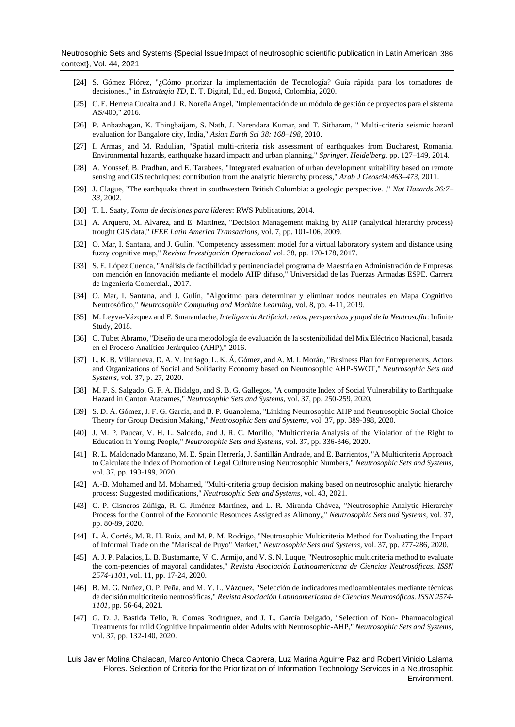[24] S. Gómez Flórez, "¿Cómo priorizar la implementación de Tecnología? Guía rápida para los tomadores de decisiones.," in *Estrategia TD*, E. T. Digital, Ed., ed. Bogotá, Colombia, 2020.

[25] C. E. Herrera Cucaita and J. R. Noreña Angel, "Implementación de un módulo de gestión de proyectos para el sistema AS/400," 2016.

[26] P. Anbazhagan, K. Thingbaijam, S. Nath, J. Narendara Kumar, and T. Sitharam, " Multi-criteria seismic hazard evaluation for Bangalore city, India," *Asian Earth Sci 38: 168–198*, 2010.

[27] I. Armas¸ and M. Radulian, "Spatial multi-criteria risk assessment of earthquakes from Bucharest, Romania. Environmental hazards, earthquake hazard impactt and urban planning," *Springer, Heidelberg*, pp. 127–149, 2014.

[28] A. Youssef, B. Pradhan, and E. Tarabees, "Integrated evaluation of urban development suitability based on remote sensing and GIS techniques: contribution from the analytic hierarchy process," *Arab J Geosci4:463–473*, 2011.

[29] J. Clague, "The earthquake threat in southwestern British Columbia: a geologic perspective. ," *Nat Hazards 26:7–33*, 2002.

[30] T. L. Saaty, *Toma de decisiones para líderes*: RWS Publications, 2014.

[31] A. Arquero, M. Alvarez, and E. Martinez, "Decision Management making by AHP (analytical hierarchy process) trought GIS data," *IEEE Latin America Transactions*, vol. 7, pp. 101-106, 2009.

[32] O. Mar, I. Santana, and J. Gulín, "Competency assessment model for a virtual laboratory system and distance using fuzzy cognitive map," *Revista Investigación Operacional* vol. 38, pp. 170-178, 2017.

[33] S. E. López Cuenca, "Análisis de factibilidad y pertinencia del programa de Maestría en Administración de Empresas con mención en Innovación mediante el modelo AHP difuso," Universidad de las Fuerzas Armadas ESPE. Carrera de Ingeniería Comercial., 2017.

[34] O. Mar, I. Santana, and J. Gulín, "Algoritmo para determinar y eliminar nodos neutrales en Mapa Cognitivo Neutrosófico," *Neutrosophic Computing and Machine Learning*, vol. 8, pp. 4-11, 2019.

[35] M. Leyva-Vázquez and F. Smarandache, *Inteligencia Artificial: retos, perspectivas y papel de la Neutrosofía*: Infinite Study, 2018.

[36] C. Tubet Abramo, "Diseño de una metodología de evaluación de la sostenibilidad del Mix Eléctrico Nacional, basada en el Proceso Analítico Jerárquico (AHP)," 2016.

[37] L. K. B. Villanueva, D. A. V. Intriago, L. K. Á. Gómez, and A. M. I. Morán, "Business Plan for Entrepreneurs, Actors and Organizations of Social and Solidarity Economy based on Neutrosophic AHP-SWOT," *Neutrosophic Sets and Systems*, vol. 37, p. 27, 2020.

[38] M. F. S. Salgado, G. F. A. Hidalgo, and S. B. G. Gallegos, "A composite Index of Social Vulnerability to Earthquake Hazard in Canton Atacames," *Neutrosophic Sets and Systems*, vol. 37, pp. 250-259, 2020.

[39] S. D. Á. Gómez, J. F. G. García, and B. P. Guanolema, "Linking Neutrosophic AHP and Neutrosophic Social Choice Theory for Group Decision Making," *Neutrosophic Sets and Systems*, vol. 37, pp. 389-398, 2020.

[40] J. M. P. Paucar, V. H. L. Salcedo, and J. R. C. Morillo, "Multicriteria Analysis of the Violation of the Right to Education in Young People," *Neutrosophic Sets and Systems*, vol. 37, pp. 336-346, 2020.

[41] R. L. Maldonado Manzano, M. E. Spain Herrería, J. Santillán Andrade, and E. Barrientos, "A Multicriteria Approach to Calculate the Index of Promotion of Legal Culture using Neutrosophic Numbers," *Neutrosophic Sets and Systems*, vol. 37, pp. 193-199, 2020.

[42] A.-B. Mohamed and M. Mohamed, "Multi-criteria group decision making based on neutrosophic analytic hierarchy process: Suggested modifications," *Neutrosophic Sets and Systems*, vol. 43, 2021.

[43] C. P. Cisneros Zúñiga, R. C. Jiménez Martínez, and L. R. Miranda Chávez, "Neutrosophic Analytic Hierarchy Process for the Control of the Economic Resources Assigned as Alimony,," *Neutrosophic Sets and Systems*, vol. 37, pp. 80-89, 2020.

[44] L. Á. Cortés, M. R. H. Ruiz, and M. P. M. Rodrigo, "Neutrosophic Multicriteria Method for Evaluating the Impact of Informal Trade on the "Mariscal de Puyo" Market," *Neutrosophic Sets and Systems*, vol. 37, pp. 277-286, 2020.

[45] A. J. P. Palacios, L. B. Bustamante, V. C. Armijo, and V. S. N. Luque, "Neutrosophic multicriteria method to evaluate the com-petencies of mayoral candidates," *Revista Asociación Latinoamericana de Ciencias Neutrosóficas. ISSN 2574-1101*, vol. 11, pp. 17-24, 2020.

[46] B. M. G. Nuñez, O. P. Peña, and M. Y. L. Vázquez, "Selección de indicadores medioambientales mediante técnicas de decisión multicriterio neutrosóficas," *Revista Asociación Latinoamericana de Ciencias Neutrosóficas. ISSN 2574-1101*, pp. 56-64, 2021.

[47] G. D. J. Bastida Tello, R. Comas Rodríguez, and J. L. García Delgado, "Selection of Non- Pharmacological Treatments for mild Cognitive Impairmentin older Adults with Neutrosophic-AHP," *Neutrosophic Sets and Systems*, vol. 37, pp. 132-140, 2020.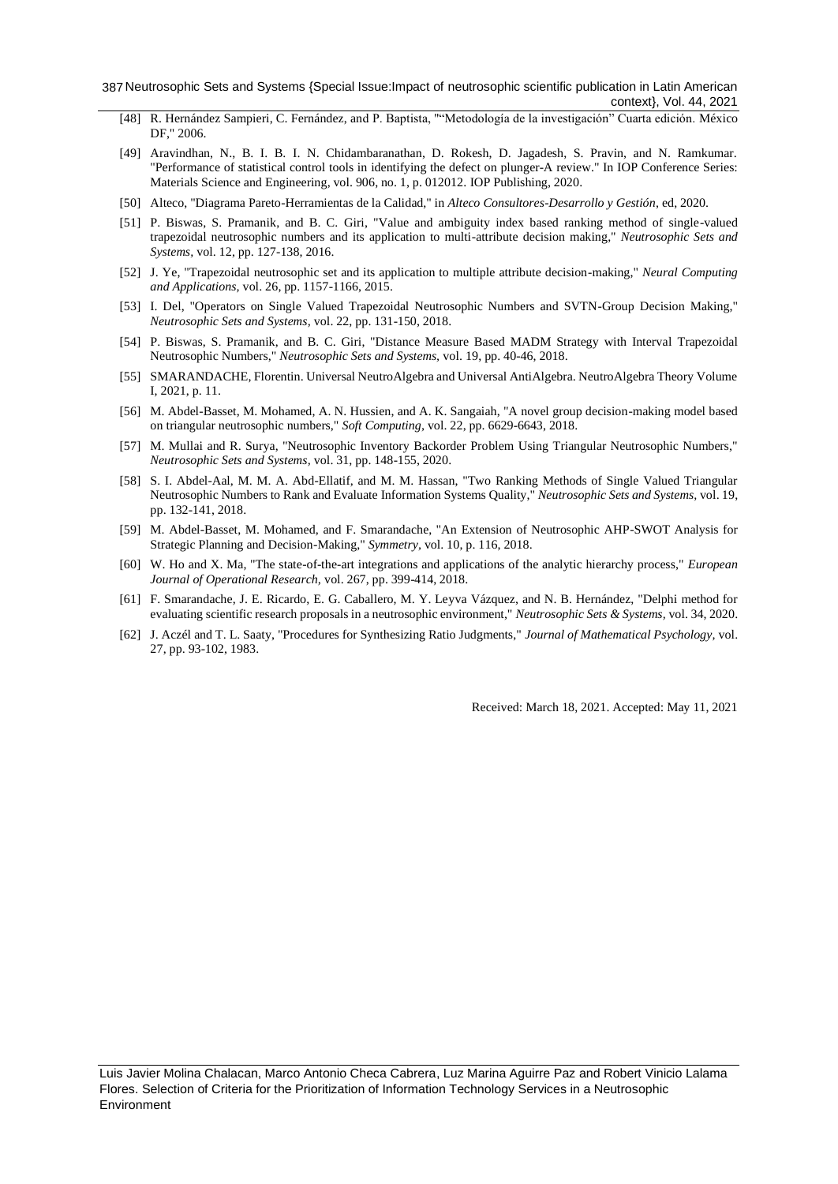[48] R. Hernández Sampieri, C. Fernández, and P. Baptista, ""Metodología de la investigación" Cuarta edición. México DF," 2006.

[49] Aravindhan, N., B. I. B. I. N. Chidambaranathan, D. Rokesh, D. Jagadesh, S. Pravin, and N. Ramkumar. "Performance of statistical control tools in identifying the defect on plunger-A review." In IOP Conference Series: Materials Science and Engineering, vol. 906, no. 1, p. 012012. IOP Publishing, 2020.

[50] Alteco, "Diagrama Pareto-Herramientas de la Calidad," in *Alteco Consultores-Desarrollo y Gestión*, ed, 2020.

[51] P. Biswas, S. Pramanik, and B. C. Giri, "Value and ambiguity index based ranking method of single-valued trapezoidal neutrosophic numbers and its application to multi-attribute decision making," *Neutrosophic Sets and Systems,* vol. 12, pp. 127-138, 2016.

[52] J. Ye, "Trapezoidal neutrosophic set and its application to multiple attribute decision-making," *Neural Computing and Applications,* vol. 26, pp. 1157-1166, 2015.

[53] I. Del, "Operators on Single Valued Trapezoidal Neutrosophic Numbers and SVTN-Group Decision Making," *Neutrosophic Sets and Systems,* vol. 22, pp. 131-150, 2018.

[54] P. Biswas, S. Pramanik, and B. C. Giri, "Distance Measure Based MADM Strategy with Interval Trapezoidal Neutrosophic Numbers," *Neutrosophic Sets and Systems,* vol. 19, pp. 40-46, 2018.

[55] SMARANDACHE, Florentin. Universal NeutroAlgebra and Universal AntiAlgebra. NeutroAlgebra Theory Volume I, 2021, p. 11.

[56] M. Abdel-Basset, M. Mohamed, A. N. Hussien, and A. K. Sangaiah, "A novel group decision-making model based on triangular neutrosophic numbers," *Soft Computing,* vol. 22, pp. 6629-6643, 2018.

[57] M. Mullai and R. Surya, "Neutrosophic Inventory Backorder Problem Using Triangular Neutrosophic Numbers," *Neutrosophic Sets and Systems,* vol. 31, pp. 148-155, 2020.

[58] S. I. Abdel-Aal, M. M. A. Abd-Ellatif, and M. M. Hassan, "Two Ranking Methods of Single Valued Triangular Neutrosophic Numbers to Rank and Evaluate Information Systems Quality," *Neutrosophic Sets and Systems,* vol. 19, pp. 132-141, 2018.

[59] M. Abdel-Basset, M. Mohamed, and F. Smarandache, "An Extension of Neutrosophic AHP-SWOT Analysis for Strategic Planning and Decision-Making," *Symmetry,* vol. 10, p. 116, 2018.

[60] W. Ho and X. Ma, "The state-of-the-art integrations and applications of the analytic hierarchy process," *European Journal of Operational Research,* vol. 267, pp. 399-414, 2018.

[61] F. Smarandache, J. E. Ricardo, E. G. Caballero, M. Y. Leyva Vázquez, and N. B. Hernández, "Delphi method for evaluating scientific research proposals in a neutrosophic environment," *Neutrosophic Sets & Systems,* vol. 34, 2020.

[62] J. Aczél and T. L. Saaty, "Procedures for Synthesizing Ratio Judgments," *Journal of Mathematical Psychology,* vol. 27, pp. 93-102, 1983.

Received: March 18, 2021. Accepted: May 11, 2021